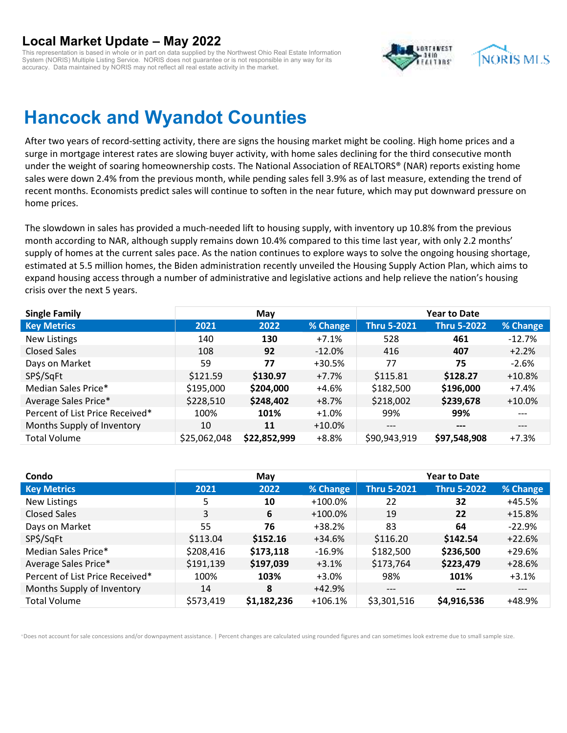# Local Market Update – May 2022

This representation is based in whole or in part on data supplied by the Northwest Ohio Real Estate Information System (NORIS) Multiple Listing Service. NORIS does not guarantee or is not responsible in any way for its accuracy. Data maintained by NORIS may not reflect all real estate activity in the market.

## Hancock and Wyandot Counties

After two years of record-setting activity, there are signs the housing market might be cooling. High home prices and a surge in mortgage interest rates are slowing buyer activity, with home sales declining for the third consecutive month under the weight of soaring homeownership costs. The National Association of REALTORS® (NAR) reports existing home sales were down 2.4% from the previous month, while pending sales fell 3.9% as of last measure, extending the trend of recent months. Economists predict sales will continue to soften in the near future, which may put downward pressure on home prices.

The slowdown in sales has provided a much-needed lift to housing supply, with inventory up 10.8% from the previous month according to NAR, although supply remains down 10.4% compared to this time last year, with only 2.2 months' supply of homes at the current sales pace. As the nation continues to explore ways to solve the ongoing housing shortage, estimated at 5.5 million homes, the Biden administration recently unveiled the Housing Supply Action Plan, which aims to expand housing access through a number of administrative and legislative actions and help relieve the nation's housing crisis over the next 5 years.

| Single Family | May | | | Year to Date | | |
|---|---|---|---|---|---|---|
| **Key Metrics** | **2021** | **2022** | **% Change** | **Thru 5-2021** | **Thru 5-2022** | **% Change** |
| New Listings | 140 | **130** | +7.1% | 528 | **461** | -12.7% |
| Closed Sales | 108 | **92** | -12.0% | 416 | **407** | +2.2% |
| Days on Market | 59 | **77** | +30.5% | 77 | **75** | -2.6% |
| SP$/SqFt | $121.59 | **$130.97** | +7.7% | $115.81 | **$128.27** | +10.8% |
| Median Sales Price* | $195,000 | **$204,000** | +4.6% | $182,500 | **$196,000** | +7.4% |
| Average Sales Price* | $228,510 | **$248,402** | +8.7% | $218,002 | **$239,678** | +10.0% |
| Percent of List Price Received* | 100% | **101%** | +1.0% | 99% | **99%** | --- |
| Months Supply of Inventory | 10 | **11** | +10.0% | --- | **---** | --- |
| Total Volume | $25,062,048 | **$22,852,999** | +8.8% | $90,943,919 | **$97,548,908** | +7.3% |

| Condo | May | | | Year to Date | | |
|---|---|---|---|---|---|---|
| **Key Metrics** | **2021** | **2022** | **% Change** | **Thru 5-2021** | **Thru 5-2022** | **% Change** |
| New Listings | 5 | **10** | +100.0% | 22 | **32** | +45.5% |
| Closed Sales | 3 | **6** | +100.0% | 19 | **22** | +15.8% |
| Days on Market | 55 | **76** | +38.2% | 83 | **64** | -22.9% |
| SP$/SqFt | $113.04 | **$152.16** | +34.6% | $116.20 | **$142.54** | +22.6% |
| Median Sales Price* | $208,416 | **$173,118** | -16.9% | $182,500 | **$236,500** | +29.6% |
| Average Sales Price* | $191,139 | **$197,039** | +3.1% | $173,764 | **$223,479** | +28.6% |
| Percent of List Price Received* | 100% | **103%** | +3.0% | 98% | **101%** | +3.1% |
| Months Supply of Inventory | 14 | **8** | +42.9% | --- | **---** | --- |
| Total Volume | $573,419 | **$1,182,236** | +106.1% | $3,301,516 | **$4,916,536** | +48.9% |

*Does not account for sale concessions and/or downpayment assistance. | Percent changes are calculated using rounded figures and can sometimes look extreme due to small sample size.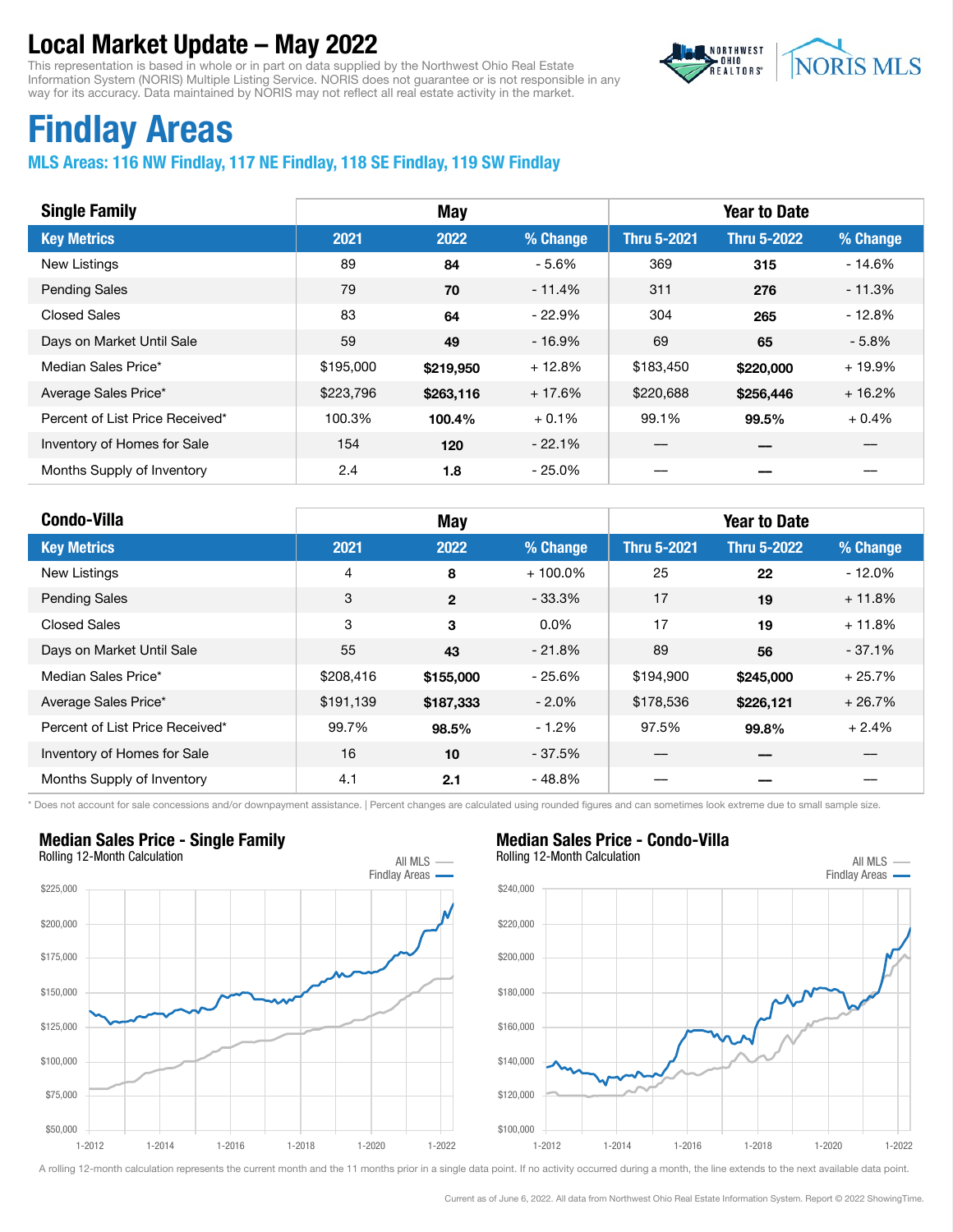# Local Market Update – May 2022

This representation is based in whole or in part on data supplied by the Northwest Ohio Real Estate Information System (NORIS) Multiple Listing Service. NORIS does not guarantee or is not responsible in any way for its accuracy. Data maintained by NORIS may not reflect all real estate activity in the market.

# Findlay Areas

**MLS Areas: 116 NW Findlay, 117 NE Findlay, 118 SE Findlay, 119 SW Findlay**

| Single Family | May | | | Year to Date | | |
|---|---|---|---|---|---|---|
| **Key Metrics** | **2021** | **2022** | **% Change** | **Thru 5-2021** | **Thru 5-2022** | **% Change** |
| New Listings | 89 | **84** | - 5.6% | 369 | **315** | - 14.6% |
| Pending Sales | 79 | **70** | - 11.4% | 311 | **276** | - 11.3% |
| Closed Sales | 83 | **64** | - 22.9% | 304 | **265** | - 12.8% |
| Days on Market Until Sale | 59 | **49** | - 16.9% | 69 | **65** | - 5.8% |
| Median Sales Price* | $195,000 | **$219,950** | + 12.8% | $183,450 | **$220,000** | + 19.9% |
| Average Sales Price* | $223,796 | **$263,116** | + 17.6% | $220,688 | **$256,446** | + 16.2% |
| Percent of List Price Received* | 100.3% | **100.4%** | + 0.1% | 99.1% | **99.5%** | + 0.4% |
| Inventory of Homes for Sale | 154 | **120** | - 22.1% | — | — | — |
| Months Supply of Inventory | 2.4 | **1.8** | - 25.0% | — | — | — |

| Condo-Villa | May | | | Year to Date | | |
|---|---|---|---|---|---|---|
| **Key Metrics** | **2021** | **2022** | **% Change** | **Thru 5-2021** | **Thru 5-2022** | **% Change** |
| New Listings | 4 | **8** | + 100.0% | 25 | **22** | - 12.0% |
| Pending Sales | 3 | **2** | - 33.3% | 17 | **19** | + 11.8% |
| Closed Sales | 3 | **3** | 0.0% | 17 | **19** | + 11.8% |
| Days on Market Until Sale | 55 | **43** | - 21.8% | 89 | **56** | - 37.1% |
| Median Sales Price* | $208,416 | **$155,000** | - 25.6% | $194,900 | **$245,000** | + 25.7% |
| Average Sales Price* | $191,139 | **$187,333** | - 2.0% | $178,536 | **$226,121** | + 26.7% |
| Percent of List Price Received* | 99.7% | **98.5%** | - 1.2% | 97.5% | **99.8%** | + 2.4% |
| Inventory of Homes for Sale | 16 | **10** | - 37.5% | — | — | — |
| Months Supply of Inventory | 4.1 | **2.1** | - 48.8% | — | — | — |

\* Does not account for sale concessions and/or downpayment assistance. | Percent changes are calculated using rounded figures and can sometimes look extreme due to small sample size.

## Median Sales Price - Single Family

Rolling 12-Month Calculation

## Median Sales Price - Condo-Villa

Rolling 12-Month Calculation

A rolling 12-month calculation represents the current month and the 11 months prior in a single data point. If no activity occurred during a month, the line extends to the next available data point.

Current as of June 6, 2022. All data from Northwest Ohio Real Estate Information System. Report © 2022 ShowingTime.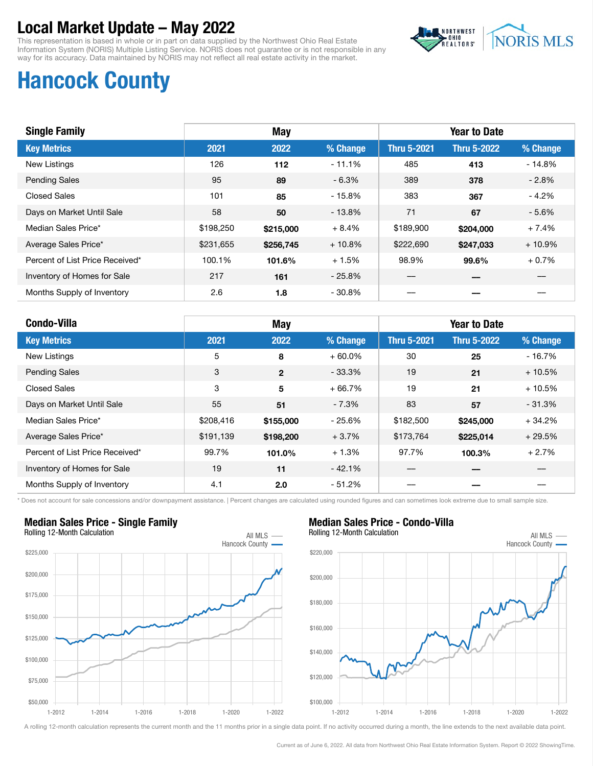# Local Market Update – May 2022

This representation is based in whole or in part on data supplied by the Northwest Ohio Real Estate Information System (NORIS) Multiple Listing Service. NORIS does not guarantee or is not responsible in any way for its accuracy. Data maintained by NORIS may not reflect all real estate activity in the market.

## Hancock County

| Single Family | May | | | Year to Date | | |
|---|---|---|---|---|---|---|
| **Key Metrics** | **2021** | **2022** | **% Change** | **Thru 5-2021** | **Thru 5-2022** | **% Change** |
| New Listings | 126 | **112** | - 11.1% | 485 | **413** | - 14.8% |
| Pending Sales | 95 | **89** | - 6.3% | 389 | **378** | - 2.8% |
| Closed Sales | 101 | **85** | - 15.8% | 383 | **367** | - 4.2% |
| Days on Market Until Sale | 58 | **50** | - 13.8% | 71 | **67** | - 5.6% |
| Median Sales Price* | $198,250 | **$215,000** | + 8.4% | $189,900 | **$204,000** | + 7.4% |
| Average Sales Price* | $231,655 | **$256,745** | + 10.8% | $222,690 | **$247,033** | + 10.9% |
| Percent of List Price Received* | 100.1% | **101.6%** | + 1.5% | 98.9% | **99.6%** | + 0.7% |
| Inventory of Homes for Sale | 217 | **161** | - 25.8% | — | — | — |
| Months Supply of Inventory | 2.6 | **1.8** | - 30.8% | — | — | — |

| Condo-Villa | May | | | Year to Date | | |
|---|---|---|---|---|---|---|
| **Key Metrics** | **2021** | **2022** | **% Change** | **Thru 5-2021** | **Thru 5-2022** | **% Change** |
| New Listings | 5 | **8** | + 60.0% | 30 | **25** | - 16.7% |
| Pending Sales | 3 | **2** | - 33.3% | 19 | **21** | + 10.5% |
| Closed Sales | 3 | **5** | + 66.7% | 19 | **21** | + 10.5% |
| Days on Market Until Sale | 55 | **51** | - 7.3% | 83 | **57** | - 31.3% |
| Median Sales Price* | $208,416 | **$155,000** | - 25.6% | $182,500 | **$245,000** | + 34.2% |
| Average Sales Price* | $191,139 | **$198,200** | + 3.7% | $173,764 | **$225,014** | + 29.5% |
| Percent of List Price Received* | 99.7% | **101.0%** | + 1.3% | 97.7% | **100.3%** | + 2.7% |
| Inventory of Homes for Sale | 19 | **11** | - 42.1% | — | — | — |
| Months Supply of Inventory | 4.1 | **2.0** | - 51.2% | — | — | — |

* Does not account for sale concessions and/or downpayment assistance. | Percent changes are calculated using rounded figures and can sometimes look extreme due to small sample size.

### Median Sales Price - Single Family
Rolling 12-Month Calculation

All MLS / Hancock County

### Median Sales Price - Condo-Villa
Rolling 12-Month Calculation

All MLS / Hancock County

A rolling 12-month calculation represents the current month and the 11 months prior in a single data point. If no activity occurred during a month, the line extends to the next available data point.

Current as of June 6, 2022. All data from Northwest Ohio Real Estate Information System. Report © 2022 ShowingTime.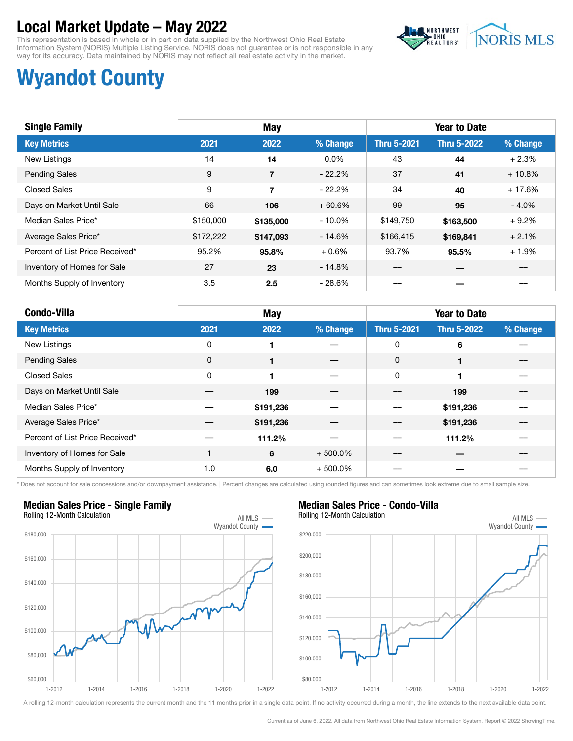# Local Market Update – May 2022

This representation is based in whole or in part on data supplied by the Northwest Ohio Real Estate Information System (NORIS) Multiple Listing Service. NORIS does not guarantee or is not responsible in any way for its accuracy. Data maintained by NORIS may not reflect all real estate activity in the market.

NORTHWEST OHIO REALTORS® | NORIS MLS

## Wyandot County

| Single Family | May | | | Year to Date | | |
|---|---|---|---|---|---|---|
| **Key Metrics** | **2021** | **2022** | **% Change** | **Thru 5-2021** | **Thru 5-2022** | **% Change** |
| New Listings | 14 | **14** | 0.0% | 43 | **44** | + 2.3% |
| Pending Sales | 9 | **7** | - 22.2% | 37 | **41** | + 10.8% |
| Closed Sales | 9 | **7** | - 22.2% | 34 | **40** | + 17.6% |
| Days on Market Until Sale | 66 | **106** | + 60.6% | 99 | **95** | - 4.0% |
| Median Sales Price* | $150,000 | **$135,000** | - 10.0% | $149,750 | **$163,500** | + 9.2% |
| Average Sales Price* | $172,222 | **$147,093** | - 14.6% | $166,415 | **$169,841** | + 2.1% |
| Percent of List Price Received* | 95.2% | **95.8%** | + 0.6% | 93.7% | **95.5%** | + 1.9% |
| Inventory of Homes for Sale | 27 | **23** | - 14.8% | — | **—** | — |
| Months Supply of Inventory | 3.5 | **2.5** | - 28.6% | — | **—** | — |

| Condo-Villa | May | | | Year to Date | | |
|---|---|---|---|---|---|---|
| **Key Metrics** | **2021** | **2022** | **% Change** | **Thru 5-2021** | **Thru 5-2022** | **% Change** |
| New Listings | 0 | **1** | — | 0 | **6** | — |
| Pending Sales | 0 | **1** | — | 0 | **1** | — |
| Closed Sales | 0 | **1** | — | 0 | **1** | — |
| Days on Market Until Sale | — | **199** | — | — | **199** | — |
| Median Sales Price* | — | **$191,236** | — | — | **$191,236** | — |
| Average Sales Price* | — | **$191,236** | — | — | **$191,236** | — |
| Percent of List Price Received* | — | **111.2%** | — | — | **111.2%** | — |
| Inventory of Homes for Sale | 1 | **6** | + 500.0% | — | **—** | — |
| Months Supply of Inventory | 1.0 | **6.0** | + 500.0% | — | **—** | — |

\* Does not account for sale concessions and/or downpayment assistance. | Percent changes are calculated using rounded figures and can sometimes look extreme due to small sample size.

### Median Sales Price - Single Family

Rolling 12-Month Calculation

All MLS
Wyandot County

$180,000
$160,000
$140,000
$120,000
$100,000
$80,000
$60,000

1-2012 1-2014 1-2016 1-2018 1-2020 1-2022

### Median Sales Price - Condo-Villa

Rolling 12-Month Calculation

All MLS
Wyandot County

$220,000
$200,000
$180,000
$160,000
$140,000
$120,000
$100,000
$80,000

1-2012 1-2014 1-2016 1-2018 1-2020 1-2022

A rolling 12-month calculation represents the current month and the 11 months prior in a single data point. If no activity occurred during a month, the line extends to the next available data point.

Current as of June 6, 2022. All data from Northwest Ohio Real Estate Information System. Report © 2022 ShowingTime.